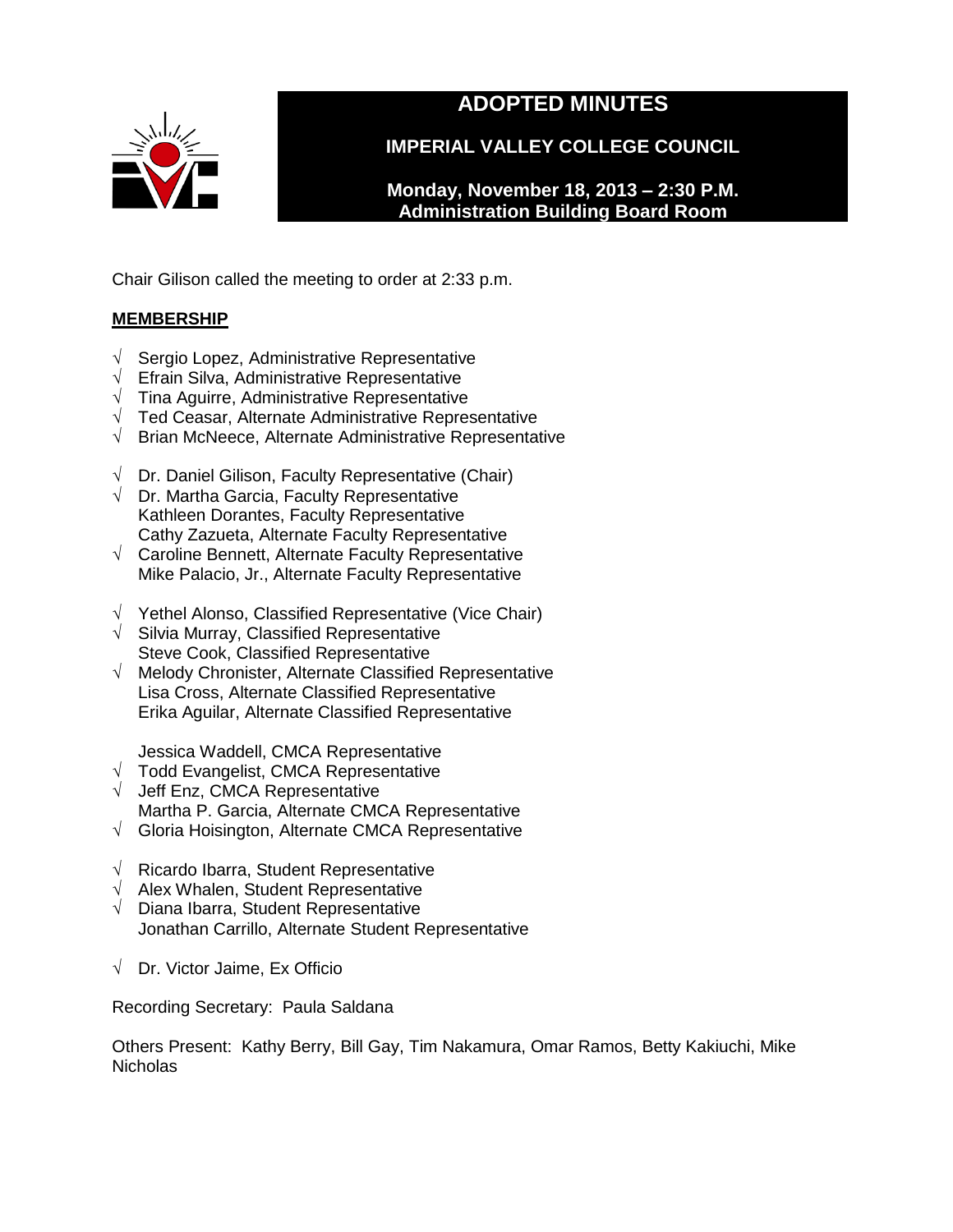# ADOPTED MINUTES

## IMPERIAL VALLEY COLLEGE COUNCIL

**Monday, November 18, 2013 – 2:30 P.M.**
**Administration Building Board Room**

Chair Gilison called the meeting to order at 2:33 p.m.

**MEMBERSHIP**

√ Sergio Lopez, Administrative Representative
√ Efrain Silva, Administrative Representative
√ Tina Aguirre, Administrative Representative
√ Ted Ceasar, Alternate Administrative Representative
√ Brian McNeece, Alternate Administrative Representative

√ Dr. Daniel Gilison, Faculty Representative (Chair)
√ Dr. Martha Garcia, Faculty Representative
Kathleen Dorantes, Faculty Representative
Cathy Zazueta, Alternate Faculty Representative
√ Caroline Bennett, Alternate Faculty Representative
Mike Palacio, Jr., Alternate Faculty Representative

√ Yethel Alonso, Classified Representative (Vice Chair)
√ Silvia Murray, Classified Representative
Steve Cook, Classified Representative
√ Melody Chronister, Alternate Classified Representative
Lisa Cross, Alternate Classified Representative
Erika Aguilar, Alternate Classified Representative

Jessica Waddell, CMCA Representative
√ Todd Evangelist, CMCA Representative
√ Jeff Enz, CMCA Representative
Martha P. Garcia, Alternate CMCA Representative
√ Gloria Hoisington, Alternate CMCA Representative

√ Ricardo Ibarra, Student Representative
√ Alex Whalen, Student Representative
√ Diana Ibarra, Student Representative
Jonathan Carrillo, Alternate Student Representative

√ Dr. Victor Jaime, Ex Officio

Recording Secretary: Paula Saldana

Others Present: Kathy Berry, Bill Gay, Tim Nakamura, Omar Ramos, Betty Kakiuchi, Mike Nicholas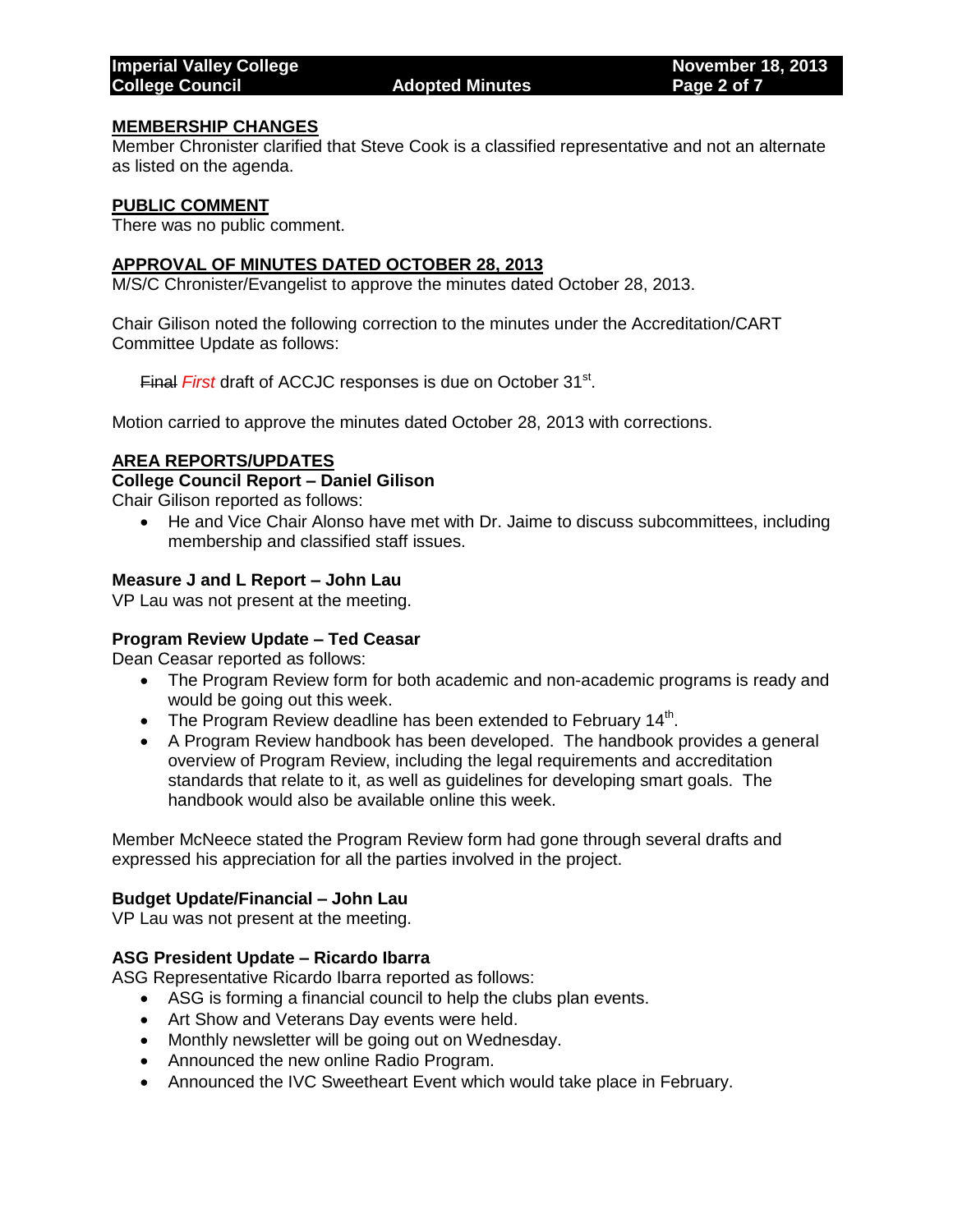## MEMBERSHIP CHANGES

Member Chronister clarified that Steve Cook is a classified representative and not an alternate as listed on the agenda.

## PUBLIC COMMENT

There was no public comment.

## APPROVAL OF MINUTES DATED OCTOBER 28, 2013

M/S/C Chronister/Evangelist to approve the minutes dated October 28, 2013.

Chair Gilison noted the following correction to the minutes under the Accreditation/CART Committee Update as follows:

> ~~Final~~ *First* draft of ACCJC responses is due on October 31st.

Motion carried to approve the minutes dated October 28, 2013 with corrections.

## AREA REPORTS/UPDATES

### College Council Report – Daniel Gilison

Chair Gilison reported as follows:

- He and Vice Chair Alonso have met with Dr. Jaime to discuss subcommittees, including membership and classified staff issues.

### Measure J and L Report – John Lau

VP Lau was not present at the meeting.

### Program Review Update – Ted Ceasar

Dean Ceasar reported as follows:

- The Program Review form for both academic and non-academic programs is ready and would be going out this week.
- The Program Review deadline has been extended to February 14th.
- A Program Review handbook has been developed. The handbook provides a general overview of Program Review, including the legal requirements and accreditation standards that relate to it, as well as guidelines for developing smart goals. The handbook would also be available online this week.

Member McNeece stated the Program Review form had gone through several drafts and expressed his appreciation for all the parties involved in the project.

### Budget Update/Financial – John Lau

VP Lau was not present at the meeting.

### ASG President Update – Ricardo Ibarra

ASG Representative Ricardo Ibarra reported as follows:

- ASG is forming a financial council to help the clubs plan events.
- Art Show and Veterans Day events were held.
- Monthly newsletter will be going out on Wednesday.
- Announced the new online Radio Program.
- Announced the IVC Sweetheart Event which would take place in February.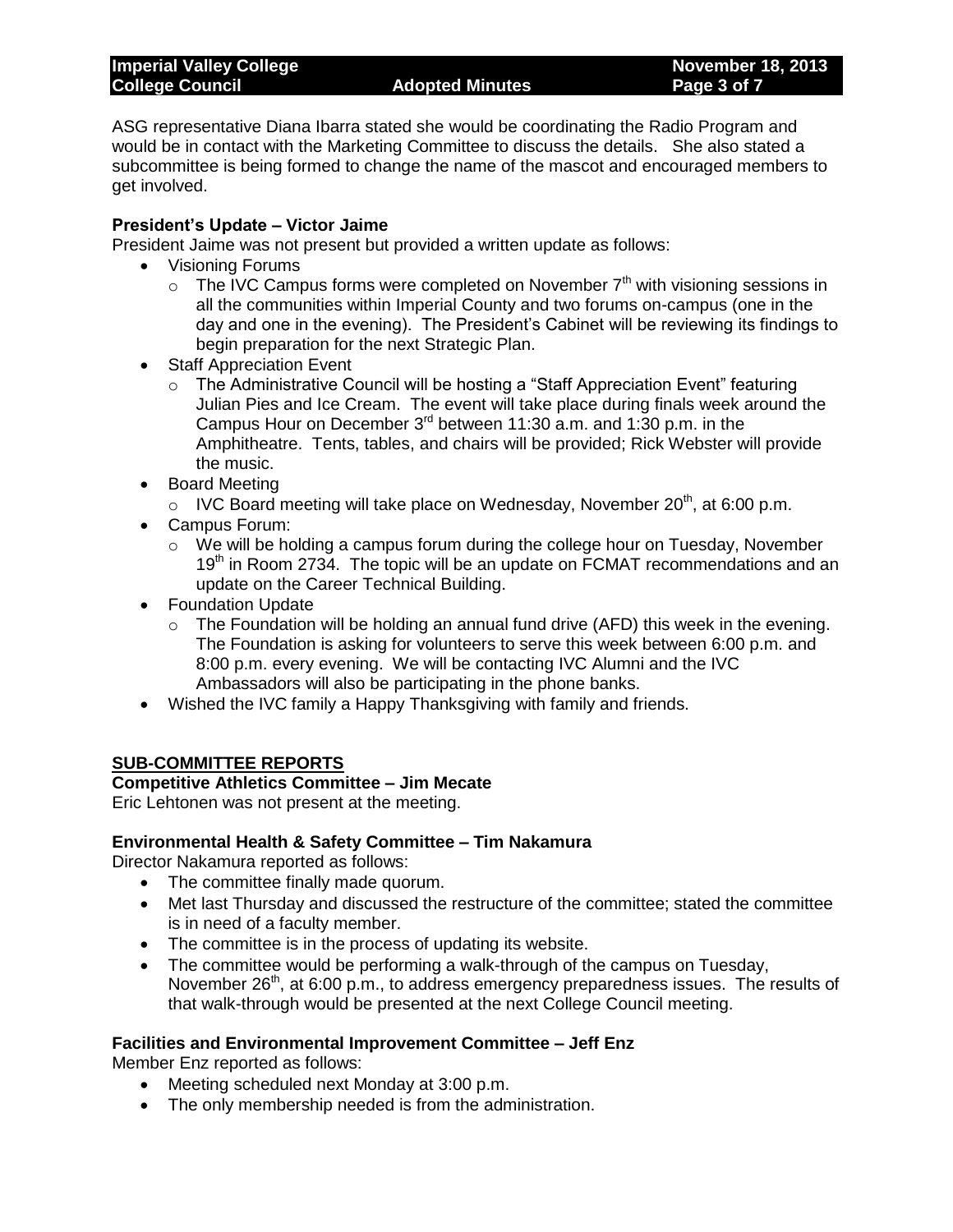ASG representative Diana Ibarra stated she would be coordinating the Radio Program and would be in contact with the Marketing Committee to discuss the details. She also stated a subcommittee is being formed to change the name of the mascot and encouraged members to get involved.

**President's Update – Victor Jaime**

President Jaime was not present but provided a written update as follows:

- Visioning Forums
  - The IVC Campus forms were completed on November 7th with visioning sessions in all the communities within Imperial County and two forums on-campus (one in the day and one in the evening). The President's Cabinet will be reviewing its findings to begin preparation for the next Strategic Plan.
- Staff Appreciation Event
  - The Administrative Council will be hosting a "Staff Appreciation Event" featuring Julian Pies and Ice Cream. The event will take place during finals week around the Campus Hour on December 3rd between 11:30 a.m. and 1:30 p.m. in the Amphitheatre. Tents, tables, and chairs will be provided; Rick Webster will provide the music.
- Board Meeting
  - IVC Board meeting will take place on Wednesday, November 20th, at 6:00 p.m.
- Campus Forum:
  - We will be holding a campus forum during the college hour on Tuesday, November 19th in Room 2734. The topic will be an update on FCMAT recommendations and an update on the Career Technical Building.
- Foundation Update
  - The Foundation will be holding an annual fund drive (AFD) this week in the evening. The Foundation is asking for volunteers to serve this week between 6:00 p.m. and 8:00 p.m. every evening. We will be contacting IVC Alumni and the IVC Ambassadors will also be participating in the phone banks.
- Wished the IVC family a Happy Thanksgiving with family and friends.

## SUB-COMMITTEE REPORTS

**Competitive Athletics Committee – Jim Mecate**

Eric Lehtonen was not present at the meeting.

**Environmental Health & Safety Committee – Tim Nakamura**

Director Nakamura reported as follows:

- The committee finally made quorum.
- Met last Thursday and discussed the restructure of the committee; stated the committee is in need of a faculty member.
- The committee is in the process of updating its website.
- The committee would be performing a walk-through of the campus on Tuesday, November 26th, at 6:00 p.m., to address emergency preparedness issues. The results of that walk-through would be presented at the next College Council meeting.

**Facilities and Environmental Improvement Committee – Jeff Enz**

Member Enz reported as follows:

- Meeting scheduled next Monday at 3:00 p.m.
- The only membership needed is from the administration.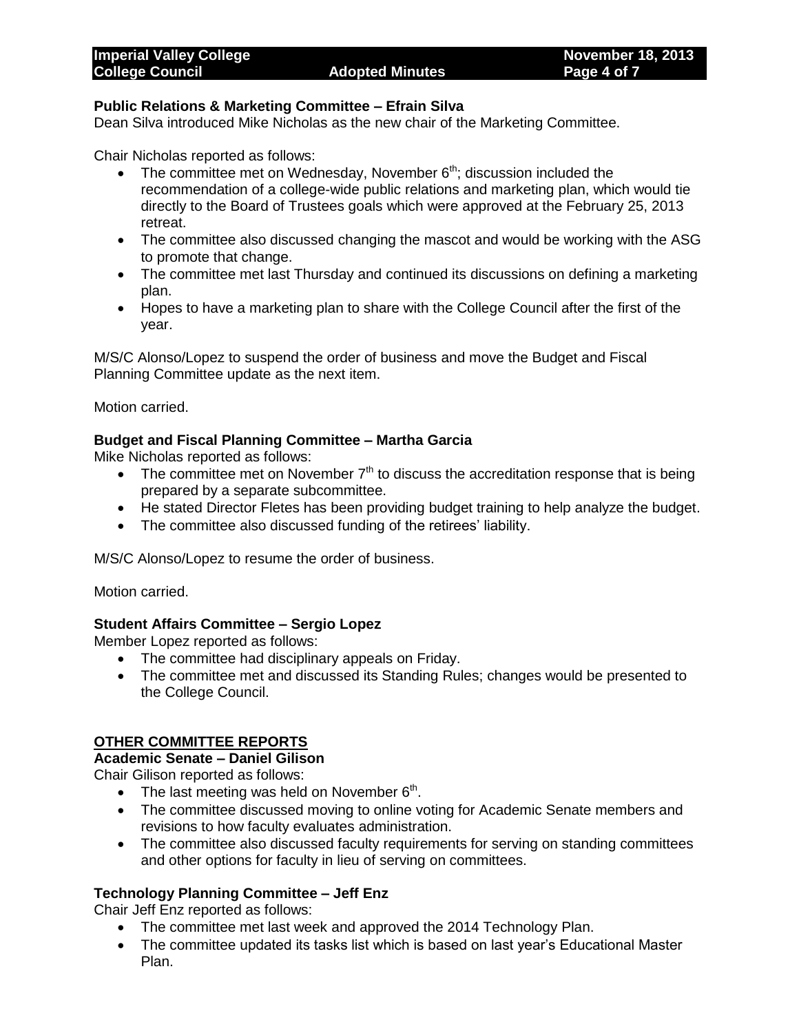**Public Relations & Marketing Committee – Efrain Silva**

Dean Silva introduced Mike Nicholas as the new chair of the Marketing Committee.

Chair Nicholas reported as follows:

- The committee met on Wednesday, November 6th; discussion included the recommendation of a college-wide public relations and marketing plan, which would tie directly to the Board of Trustees goals which were approved at the February 25, 2013 retreat.
- The committee also discussed changing the mascot and would be working with the ASG to promote that change.
- The committee met last Thursday and continued its discussions on defining a marketing plan.
- Hopes to have a marketing plan to share with the College Council after the first of the year.

M/S/C Alonso/Lopez to suspend the order of business and move the Budget and Fiscal Planning Committee update as the next item.

Motion carried.

**Budget and Fiscal Planning Committee – Martha Garcia**

Mike Nicholas reported as follows:

- The committee met on November 7th to discuss the accreditation response that is being prepared by a separate subcommittee.
- He stated Director Fletes has been providing budget training to help analyze the budget.
- The committee also discussed funding of the retirees' liability.

M/S/C Alonso/Lopez to resume the order of business.

Motion carried.

**Student Affairs Committee – Sergio Lopez**

Member Lopez reported as follows:

- The committee had disciplinary appeals on Friday.
- The committee met and discussed its Standing Rules; changes would be presented to the College Council.

**OTHER COMMITTEE REPORTS**

**Academic Senate – Daniel Gilison**

Chair Gilison reported as follows:

- The last meeting was held on November 6th.
- The committee discussed moving to online voting for Academic Senate members and revisions to how faculty evaluates administration.
- The committee also discussed faculty requirements for serving on standing committees and other options for faculty in lieu of serving on committees.

**Technology Planning Committee – Jeff Enz**

Chair Jeff Enz reported as follows:

- The committee met last week and approved the 2014 Technology Plan.
- The committee updated its tasks list which is based on last year's Educational Master Plan.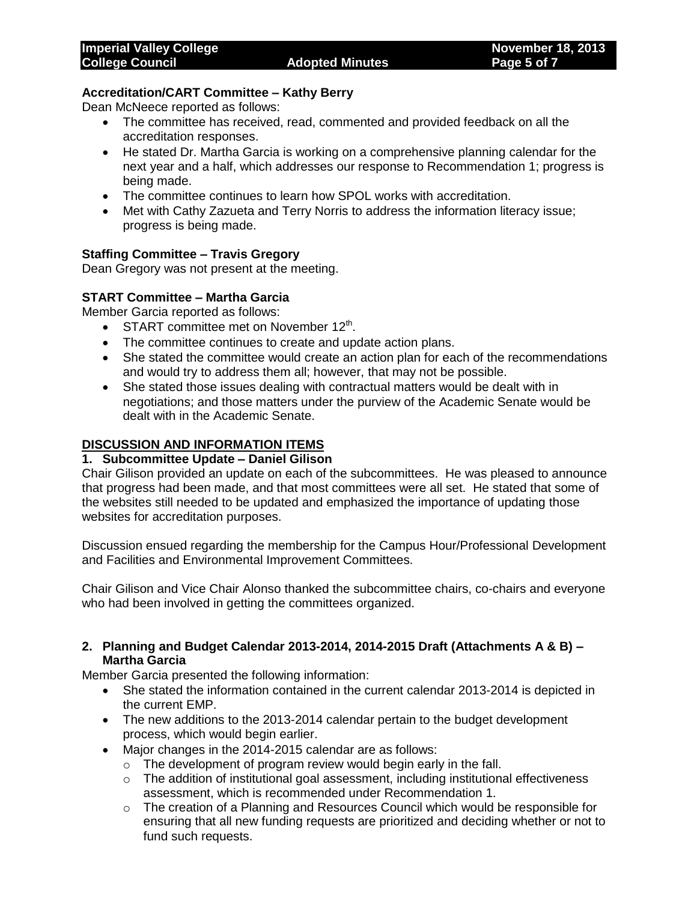**Accreditation/CART Committee – Kathy Berry**

Dean McNeece reported as follows:

- The committee has received, read, commented and provided feedback on all the accreditation responses.
- He stated Dr. Martha Garcia is working on a comprehensive planning calendar for the next year and a half, which addresses our response to Recommendation 1; progress is being made.
- The committee continues to learn how SPOL works with accreditation.
- Met with Cathy Zazueta and Terry Norris to address the information literacy issue; progress is being made.

**Staffing Committee – Travis Gregory**

Dean Gregory was not present at the meeting.

**START Committee – Martha Garcia**

Member Garcia reported as follows:

- START committee met on November 12th.
- The committee continues to create and update action plans.
- She stated the committee would create an action plan for each of the recommendations and would try to address them all; however, that may not be possible.
- She stated those issues dealing with contractual matters would be dealt with in negotiations; and those matters under the purview of the Academic Senate would be dealt with in the Academic Senate.

## DISCUSSION AND INFORMATION ITEMS

**1. Subcommittee Update – Daniel Gilison**

Chair Gilison provided an update on each of the subcommittees. He was pleased to announce that progress had been made, and that most committees were all set. He stated that some of the websites still needed to be updated and emphasized the importance of updating those websites for accreditation purposes.

Discussion ensued regarding the membership for the Campus Hour/Professional Development and Facilities and Environmental Improvement Committees.

Chair Gilison and Vice Chair Alonso thanked the subcommittee chairs, co-chairs and everyone who had been involved in getting the committees organized.

**2. Planning and Budget Calendar 2013-2014, 2014-2015 Draft (Attachments A & B) – Martha Garcia**

Member Garcia presented the following information:

- She stated the information contained in the current calendar 2013-2014 is depicted in the current EMP.
- The new additions to the 2013-2014 calendar pertain to the budget development process, which would begin earlier.
- Major changes in the 2014-2015 calendar are as follows:
  - The development of program review would begin early in the fall.
  - The addition of institutional goal assessment, including institutional effectiveness assessment, which is recommended under Recommendation 1.
  - The creation of a Planning and Resources Council which would be responsible for ensuring that all new funding requests are prioritized and deciding whether or not to fund such requests.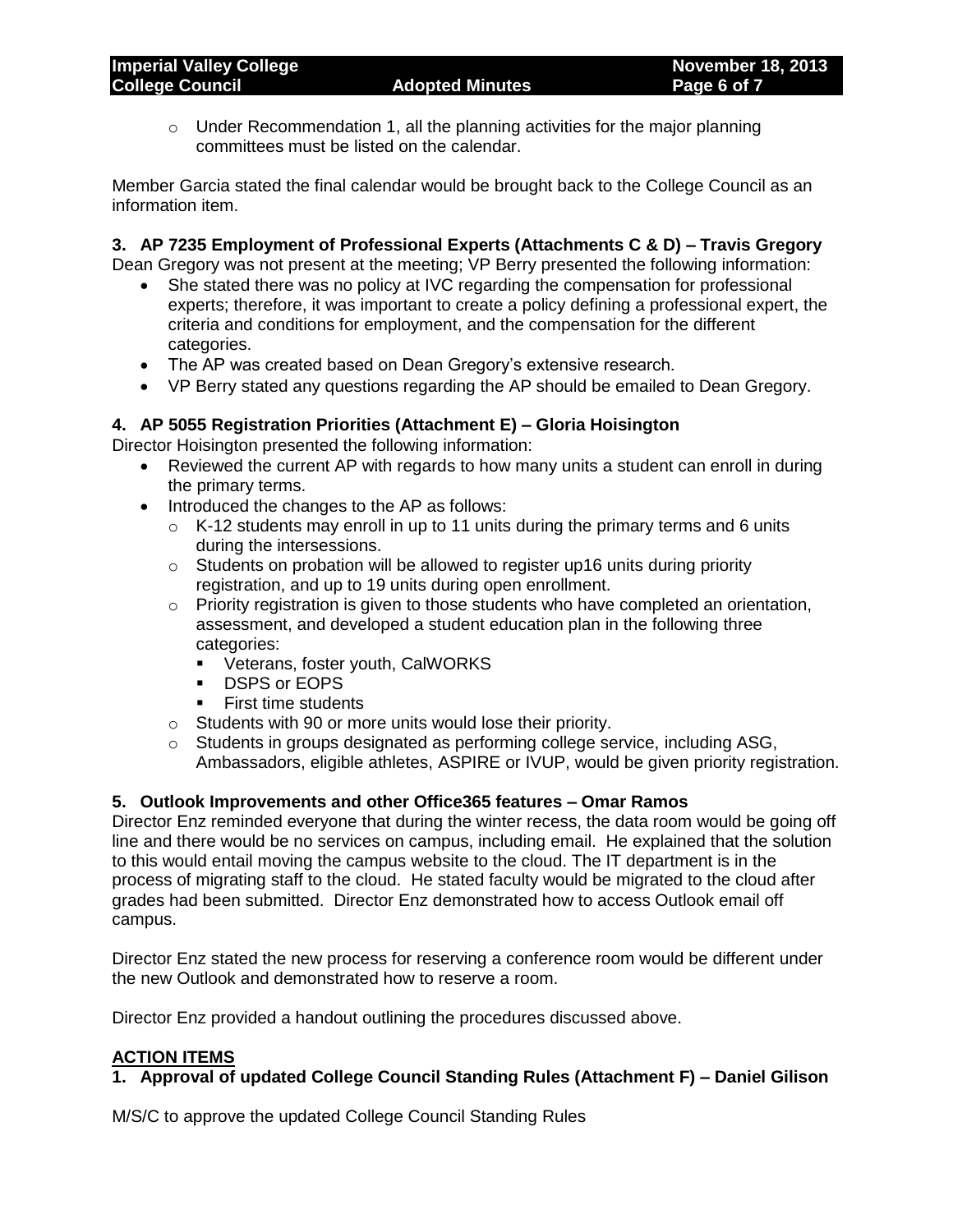- Under Recommendation 1, all the planning activities for the major planning committees must be listed on the calendar.

Member Garcia stated the final calendar would be brought back to the College Council as an information item.

**3. AP 7235 Employment of Professional Experts (Attachments C & D) – Travis Gregory**

Dean Gregory was not present at the meeting; VP Berry presented the following information:

- She stated there was no policy at IVC regarding the compensation for professional experts; therefore, it was important to create a policy defining a professional expert, the criteria and conditions for employment, and the compensation for the different categories.
- The AP was created based on Dean Gregory's extensive research.
- VP Berry stated any questions regarding the AP should be emailed to Dean Gregory.

**4. AP 5055 Registration Priorities (Attachment E) – Gloria Hoisington**

Director Hoisington presented the following information:

- Reviewed the current AP with regards to how many units a student can enroll in during the primary terms.
- Introduced the changes to the AP as follows:
  - K-12 students may enroll in up to 11 units during the primary terms and 6 units during the intersessions.
  - Students on probation will be allowed to register up16 units during priority registration, and up to 19 units during open enrollment.
  - Priority registration is given to those students who have completed an orientation, assessment, and developed a student education plan in the following three categories:
    - Veterans, foster youth, CalWORKS
    - DSPS or EOPS
    - First time students
  - Students with 90 or more units would lose their priority.
  - Students in groups designated as performing college service, including ASG, Ambassadors, eligible athletes, ASPIRE or IVUP, would be given priority registration.

**5. Outlook Improvements and other Office365 features – Omar Ramos**

Director Enz reminded everyone that during the winter recess, the data room would be going off line and there would be no services on campus, including email. He explained that the solution to this would entail moving the campus website to the cloud. The IT department is in the process of migrating staff to the cloud. He stated faculty would be migrated to the cloud after grades had been submitted. Director Enz demonstrated how to access Outlook email off campus.

Director Enz stated the new process for reserving a conference room would be different under the new Outlook and demonstrated how to reserve a room.

Director Enz provided a handout outlining the procedures discussed above.

**ACTION ITEMS**

**1. Approval of updated College Council Standing Rules (Attachment F) – Daniel Gilison**

M/S/C to approve the updated College Council Standing Rules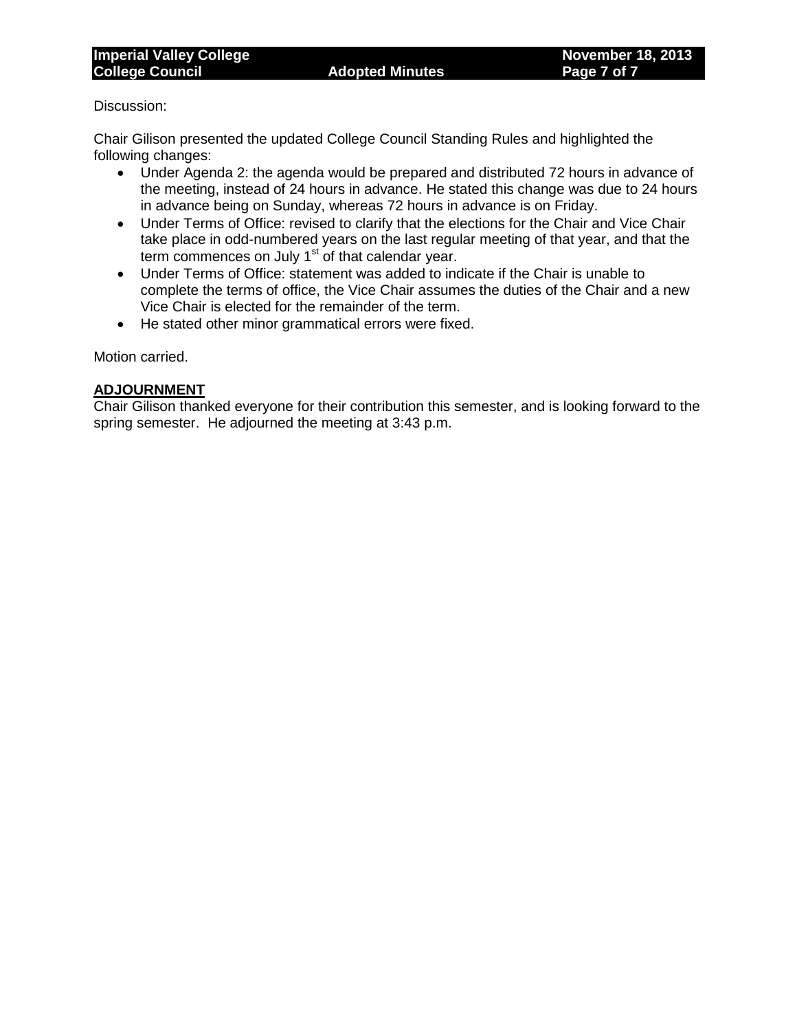Discussion:

Chair Gilison presented the updated College Council Standing Rules and highlighted the following changes:

- Under Agenda 2: the agenda would be prepared and distributed 72 hours in advance of the meeting, instead of 24 hours in advance. He stated this change was due to 24 hours in advance being on Sunday, whereas 72 hours in advance is on Friday.
- Under Terms of Office: revised to clarify that the elections for the Chair and Vice Chair take place in odd-numbered years on the last regular meeting of that year, and that the term commences on July 1st of that calendar year.
- Under Terms of Office: statement was added to indicate if the Chair is unable to complete the terms of office, the Vice Chair assumes the duties of the Chair and a new Vice Chair is elected for the remainder of the term.
- He stated other minor grammatical errors were fixed.

Motion carried.

**ADJOURNMENT**

Chair Gilison thanked everyone for their contribution this semester, and is looking forward to the spring semester. He adjourned the meeting at 3:43 p.m.